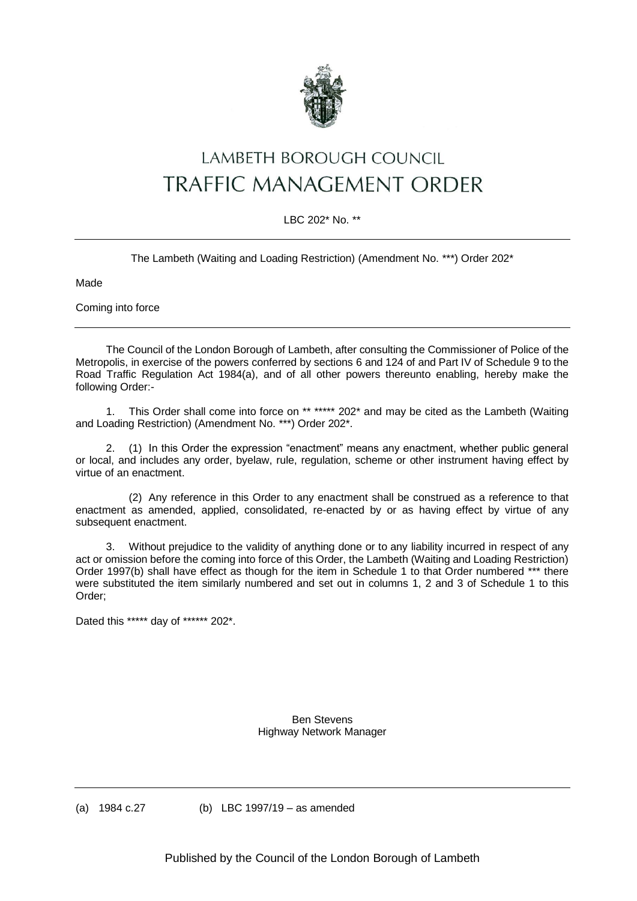# LAMBETH BOROUGH COUNCIL

# TRAFFIC MANAGEMENT ORDER

LBC 202* No. **

---

The Lambeth (Waiting and Loading Restriction) (Amendment No. ***) Order 202*

Made

Coming into force

---

The Council of the London Borough of Lambeth, after consulting the Commissioner of Police of the Metropolis, in exercise of the powers conferred by sections 6 and 124 of and Part IV of Schedule 9 to the Road Traffic Regulation Act 1984(a), and of all other powers thereunto enabling, hereby make the following Order:-

1. This Order shall come into force on ** ***** 202* and may be cited as the Lambeth (Waiting and Loading Restriction) (Amendment No. ***) Order 202*.

2. (1) In this Order the expression "enactment" means any enactment, whether public general or local, and includes any order, byelaw, rule, regulation, scheme or other instrument having effect by virtue of an enactment.

   (2) Any reference in this Order to any enactment shall be construed as a reference to that enactment as amended, applied, consolidated, re-enacted by or as having effect by virtue of any subsequent enactment.

3. Without prejudice to the validity of anything done or to any liability incurred in respect of any act or omission before the coming into force of this Order, the Lambeth (Waiting and Loading Restriction) Order 1997(b) shall have effect as though for the item in Schedule 1 to that Order numbered *** there were substituted the item similarly numbered and set out in columns 1, 2 and 3 of Schedule 1 to this Order;

Dated this ***** day of ****** 202*.

Ben Stevens
Highway Network Manager

---

(a) 1984 c.27 (b) LBC 1997/19 – as amended

Published by the Council of the London Borough of Lambeth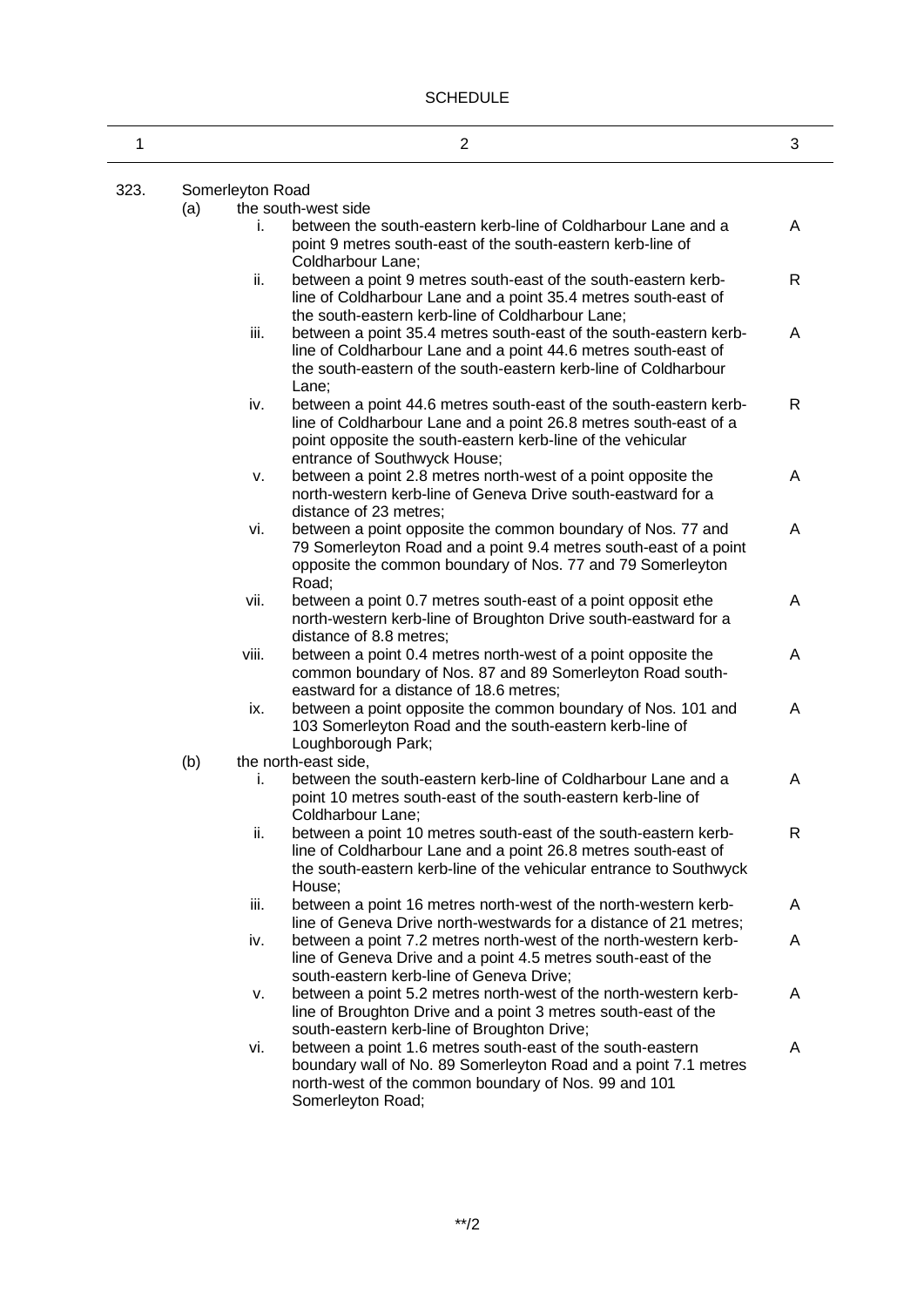SCHEDULE

| 1 | 2 | 3 |
|---|---|---|
| 323. | Somerleyton Road | |
| | (a) the south-west side | |
| | i. between the south-eastern kerb-line of Coldharbour Lane and a point 9 metres south-east of the south-eastern kerb-line of Coldharbour Lane; | A |
| | ii. between a point 9 metres south-east of the south-eastern kerb-line of Coldharbour Lane and a point 35.4 metres south-east of the south-eastern kerb-line of Coldharbour Lane; | R |
| | iii. between a point 35.4 metres south-east of the south-eastern kerb-line of Coldharbour Lane and a point 44.6 metres south-east of the south-eastern of the south-eastern kerb-line of Coldharbour Lane; | A |
| | iv. between a point 44.6 metres south-east of the south-eastern kerb-line of Coldharbour Lane and a point 26.8 metres south-east of a point opposite the south-eastern kerb-line of the vehicular entrance of Southwyck House; | R |
| | v. between a point 2.8 metres north-west of a point opposite the north-western kerb-line of Geneva Drive south-eastward for a distance of 23 metres; | A |
| | vi. between a point opposite the common boundary of Nos. 77 and 79 Somerleyton Road and a point 9.4 metres south-east of a point opposite the common boundary of Nos. 77 and 79 Somerleyton Road; | A |
| | vii. between a point 0.7 metres south-east of a point opposit ethe north-western kerb-line of Broughton Drive south-eastward for a distance of 8.8 metres; | A |
| | viii. between a point 0.4 metres north-west of a point opposite the common boundary of Nos. 87 and 89 Somerleyton Road south-eastward for a distance of 18.6 metres; | A |
| | ix. between a point opposite the common boundary of Nos. 101 and 103 Somerleyton Road and the south-eastern kerb-line of Loughborough Park; | A |
| | (b) the north-east side, | |
| | i. between the south-eastern kerb-line of Coldharbour Lane and a point 10 metres south-east of the south-eastern kerb-line of Coldharbour Lane; | A |
| | ii. between a point 10 metres south-east of the south-eastern kerb-line of Coldharbour Lane and a point 26.8 metres south-east of the south-eastern kerb-line of the vehicular entrance to Southwyck House; | R |
| | iii. between a point 16 metres north-west of the north-western kerb-line of Geneva Drive north-westwards for a distance of 21 metres; | A |
| | iv. between a point 7.2 metres north-west of the north-western kerb-line of Geneva Drive and a point 4.5 metres south-east of the south-eastern kerb-line of Geneva Drive; | A |
| | v. between a point 5.2 metres north-west of the north-western kerb-line of Broughton Drive and a point 3 metres south-east of the south-eastern kerb-line of Broughton Drive; | A |
| | vi. between a point 1.6 metres south-east of the south-eastern boundary wall of No. 89 Somerleyton Road and a point 7.1 metres north-west of the common boundary of Nos. 99 and 101 Somerleyton Road; | A |

**/2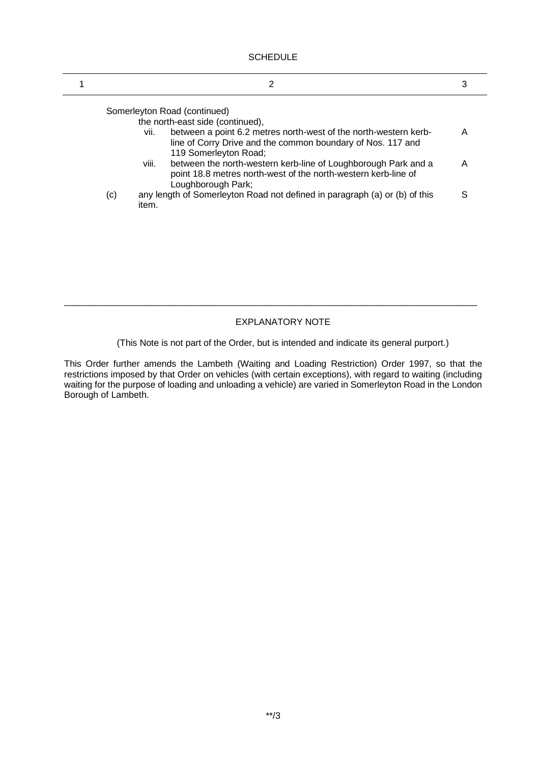SCHEDULE

| 1 | 2 | 3 |
|---|---|---|
| | Somerleyton Road (continued) | |
| | the north-east side (continued), | |
| | vii. between a point 6.2 metres north-west of the north-western kerb-line of Corry Drive and the common boundary of Nos. 117 and 119 Somerleyton Road; | A |
| | viii. between the north-western kerb-line of Loughborough Park and a point 18.8 metres north-west of the north-western kerb-line of Loughborough Park; | A |
| | (c) any length of Somerleyton Road not defined in paragraph (a) or (b) of this item. | S |

---

## EXPLANATORY NOTE

(This Note is not part of the Order, but is intended and indicate its general purport.)

This Order further amends the Lambeth (Waiting and Loading Restriction) Order 1997, so that the restrictions imposed by that Order on vehicles (with certain exceptions), with regard to waiting (including waiting for the purpose of loading and unloading a vehicle) are varied in Somerleyton Road in the London Borough of Lambeth.